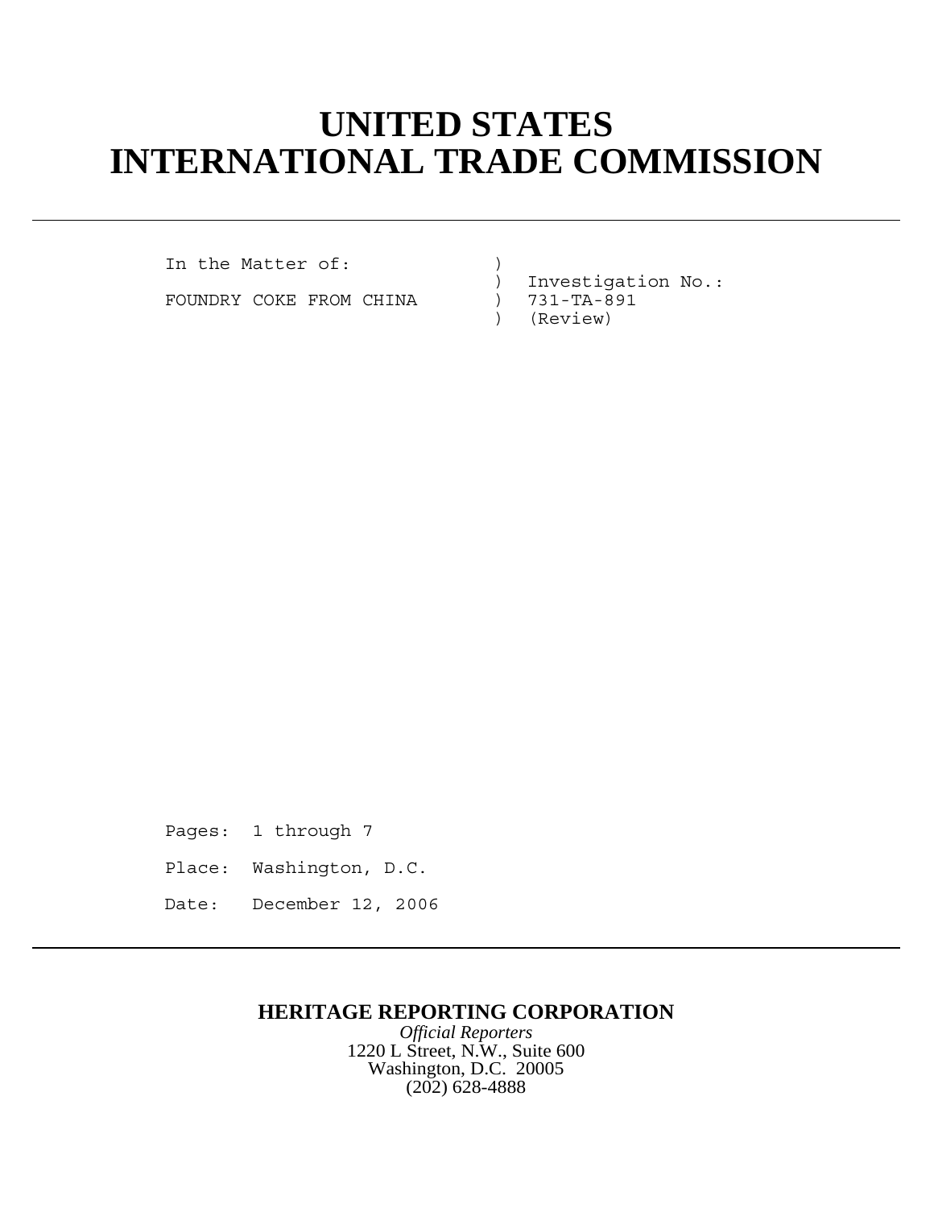# UNITED STATES INTERNATIONAL TRADE COMMISSION

```
In the Matter of:            )
                             )  Investigation No.:
FOUNDRY COKE FROM CHINA      )  731-TA-891
                             )  (Review)
```

Pages: 1 through 7

Place: Washington, D.C.

Date: December 12, 2006

**HERITAGE REPORTING CORPORATION**

*Official Reporters*

1220 L Street, N.W., Suite 600

Washington, D.C. 20005

(202) 628-4888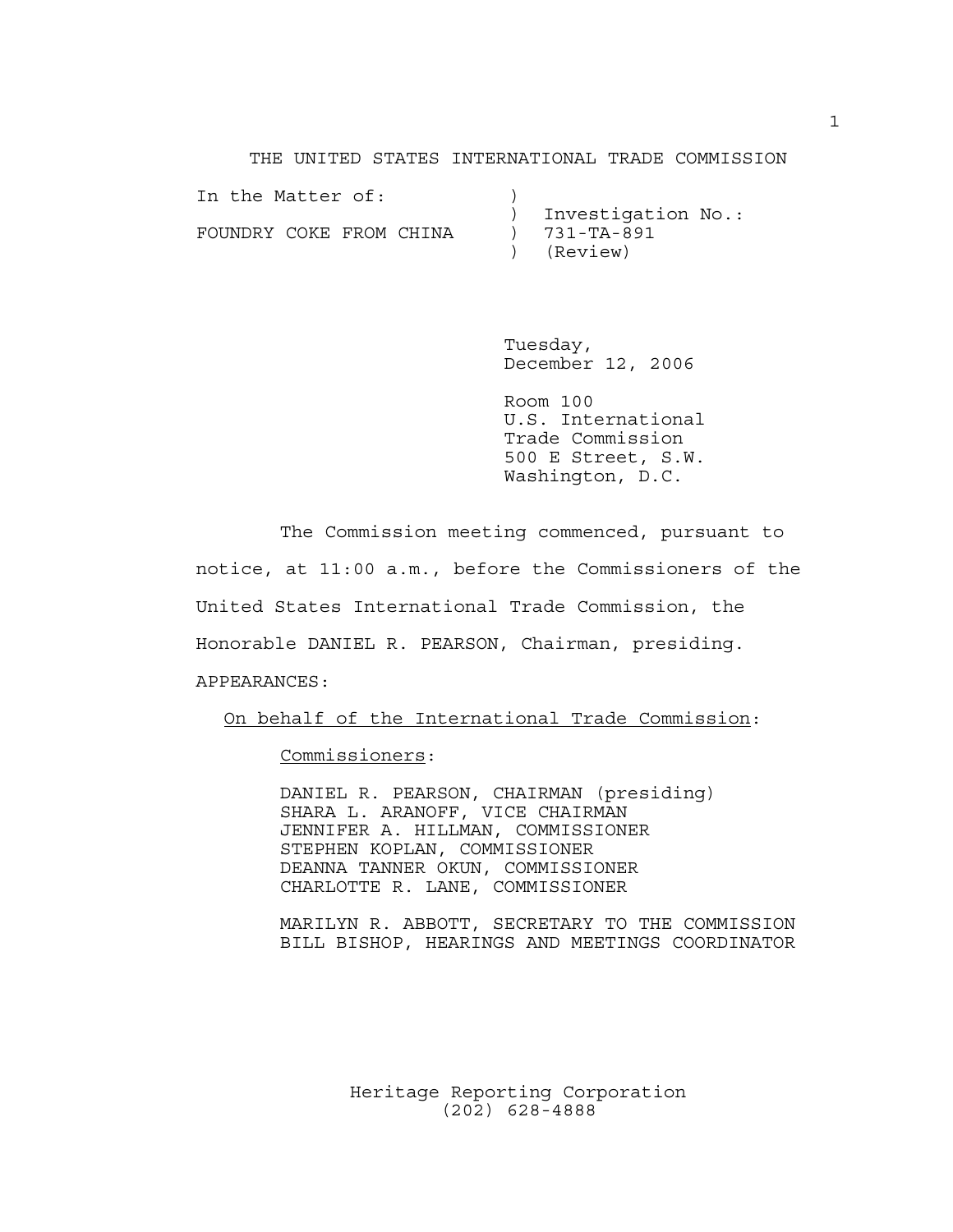THE UNITED STATES INTERNATIONAL TRADE COMMISSION

| | | |
|---|---|---|
| In the Matter of: | ) | |
| | ) | Investigation No.: |
| FOUNDRY COKE FROM CHINA | ) | 731-TA-891 |
| | ) | (Review) |

Tuesday,
December 12, 2006

Room 100
U.S. International
Trade Commission
500 E Street, S.W.
Washington, D.C.

The Commission meeting commenced, pursuant to notice, at 11:00 a.m., before the Commissioners of the United States International Trade Commission, the Honorable DANIEL R. PEARSON, Chairman, presiding.

APPEARANCES:

On behalf of the International Trade Commission:

Commissioners:

DANIEL R. PEARSON, CHAIRMAN (presiding)
SHARA L. ARANOFF, VICE CHAIRMAN
JENNIFER A. HILLMAN, COMMISSIONER
STEPHEN KOPLAN, COMMISSIONER
DEANNA TANNER OKUN, COMMISSIONER
CHARLOTTE R. LANE, COMMISSIONER

MARILYN R. ABBOTT, SECRETARY TO THE COMMISSION
BILL BISHOP, HEARINGS AND MEETINGS COORDINATOR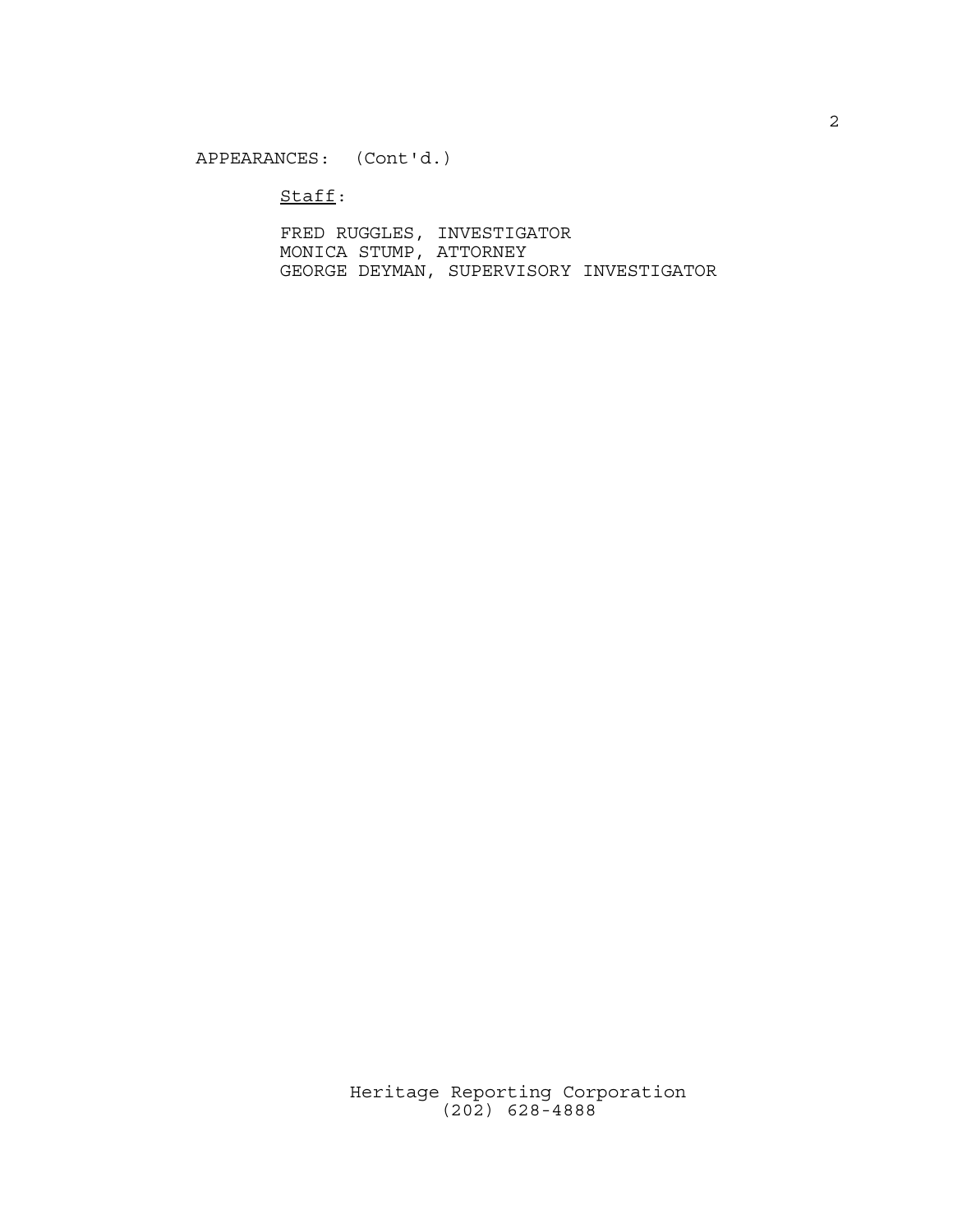APPEARANCES: (Cont'd.)

Staff:

FRED RUGGLES, INVESTIGATOR
MONICA STUMP, ATTORNEY
GEORGE DEYMAN, SUPERVISORY INVESTIGATOR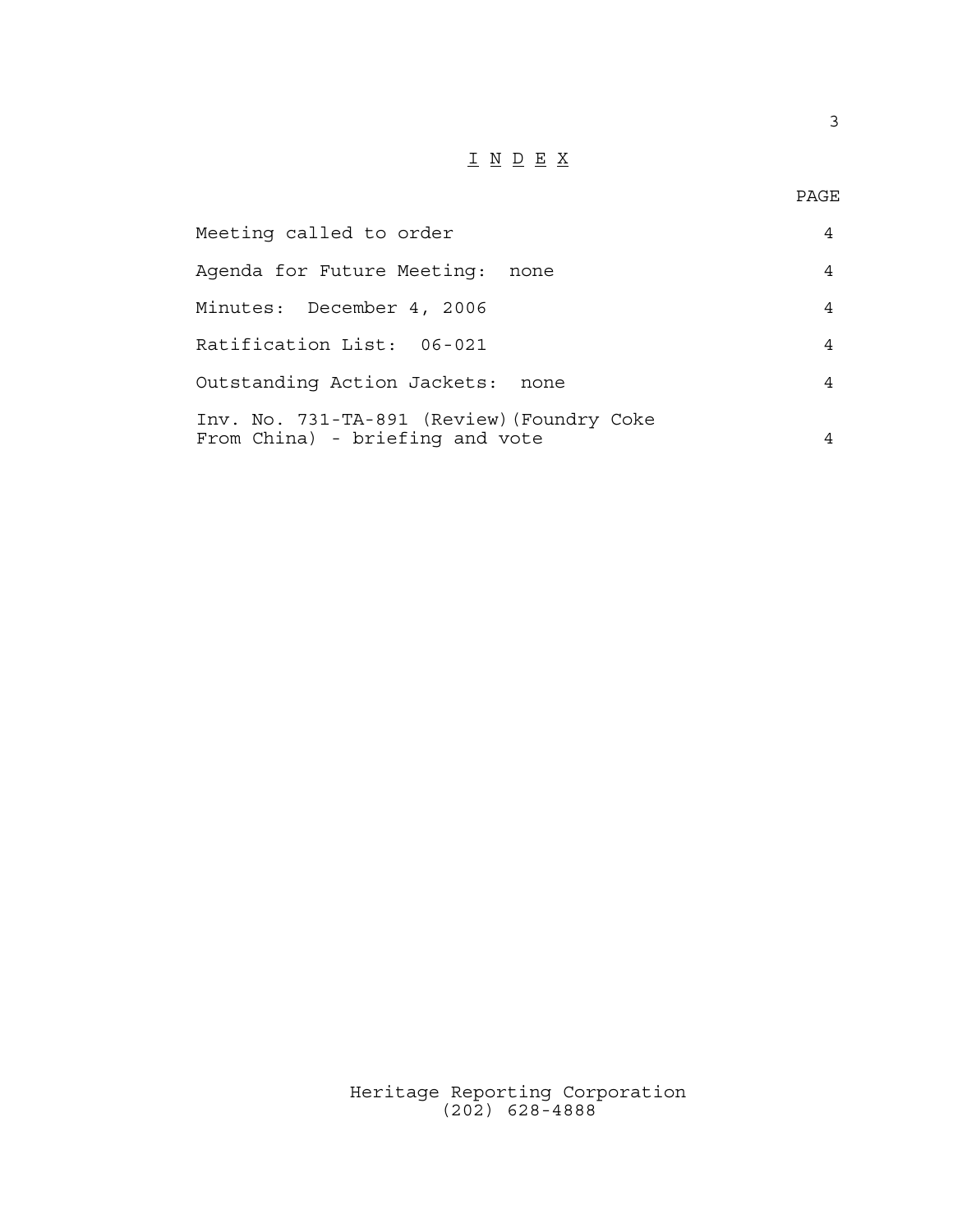# I N D E X

| | PAGE |
|---|---|
| Meeting called to order | 4 |
| Agenda for Future Meeting: none | 4 |
| Minutes: December 4, 2006 | 4 |
| Ratification List: 06-021 | 4 |
| Outstanding Action Jackets: none | 4 |
| Inv. No. 731-TA-891 (Review)(Foundry Coke From China) - briefing and vote | 4 |

Heritage Reporting Corporation
(202) 628-4888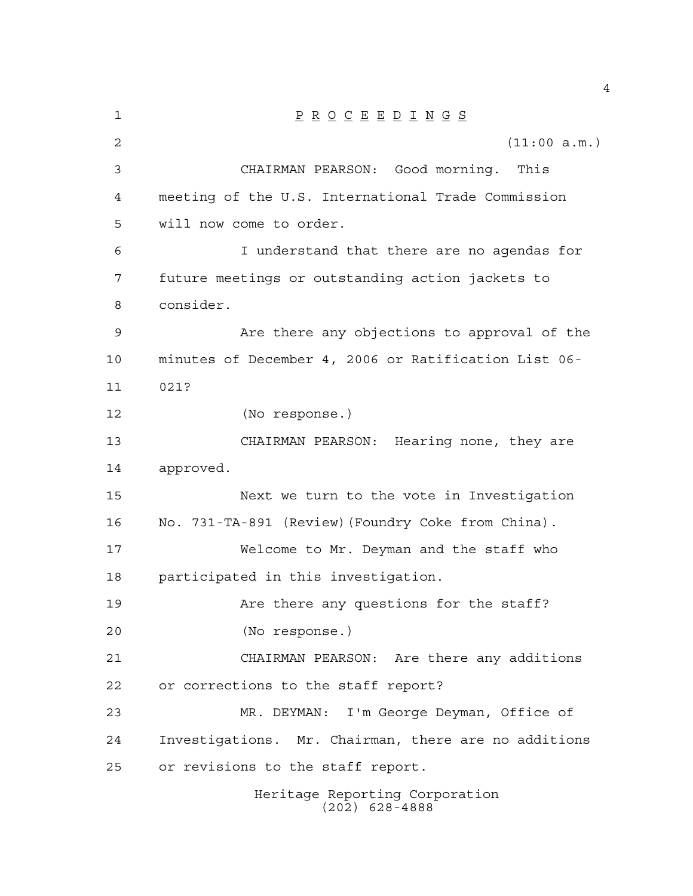P R O C E E D I N G S

(11:00 a.m.)

CHAIRMAN PEARSON: Good morning. This meeting of the U.S. International Trade Commission will now come to order.

I understand that there are no agendas for future meetings or outstanding action jackets to consider.

Are there any objections to approval of the minutes of December 4, 2006 or Ratification List 06-021?

(No response.)

CHAIRMAN PEARSON: Hearing none, they are approved.

Next we turn to the vote in Investigation No. 731-TA-891 (Review)(Foundry Coke from China).

Welcome to Mr. Deyman and the staff who participated in this investigation.

Are there any questions for the staff?

(No response.)

CHAIRMAN PEARSON: Are there any additions or corrections to the staff report?

MR. DEYMAN: I'm George Deyman, Office of Investigations. Mr. Chairman, there are no additions or revisions to the staff report.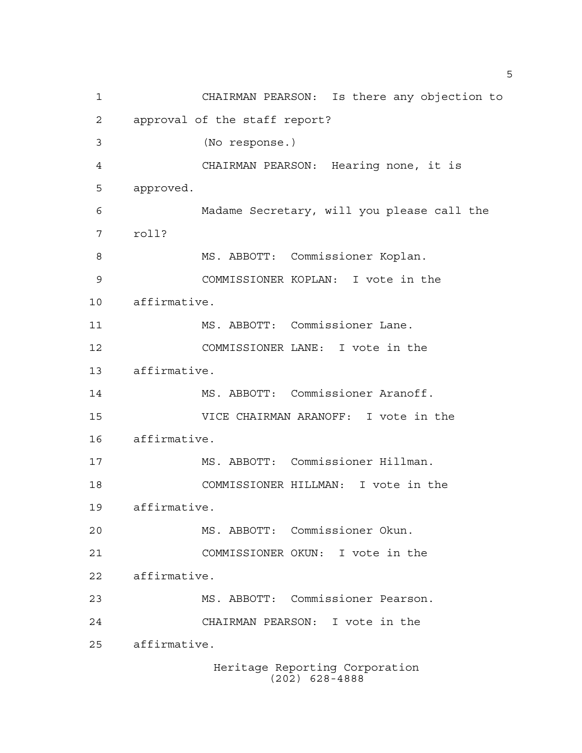CHAIRMAN PEARSON: Is there any objection to approval of the staff report?

(No response.)

CHAIRMAN PEARSON: Hearing none, it is approved.

Madame Secretary, will you please call the roll?

MS. ABBOTT: Commissioner Koplan.

COMMISSIONER KOPLAN: I vote in the affirmative.

MS. ABBOTT: Commissioner Lane.

COMMISSIONER LANE: I vote in the affirmative.

MS. ABBOTT: Commissioner Aranoff.

VICE CHAIRMAN ARANOFF: I vote in the affirmative.

MS. ABBOTT: Commissioner Hillman.

COMMISSIONER HILLMAN: I vote in the affirmative.

MS. ABBOTT: Commissioner Okun.

COMMISSIONER OKUN: I vote in the affirmative.

MS. ABBOTT: Commissioner Pearson.

CHAIRMAN PEARSON: I vote in the affirmative.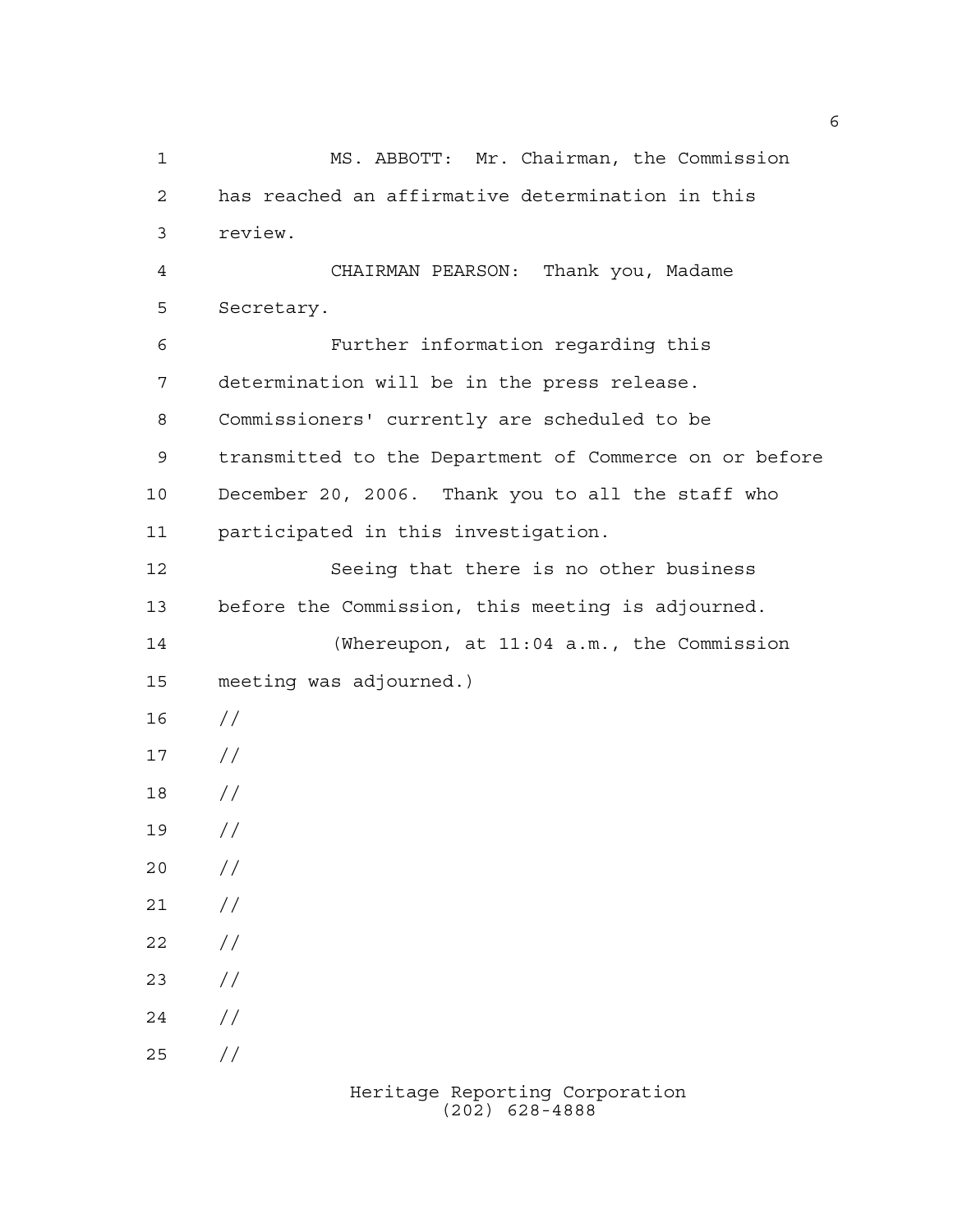MS. ABBOTT: Mr. Chairman, the Commission has reached an affirmative determination in this review.

CHAIRMAN PEARSON: Thank you, Madame Secretary.

Further information regarding this determination will be in the press release. Commissioners' currently are scheduled to be transmitted to the Department of Commerce on or before December 20, 2006. Thank you to all the staff who participated in this investigation.

Seeing that there is no other business before the Commission, this meeting is adjourned.

(Whereupon, at 11:04 a.m., the Commission meeting was adjourned.)

//

//

//

//

//

//

//

//

//

//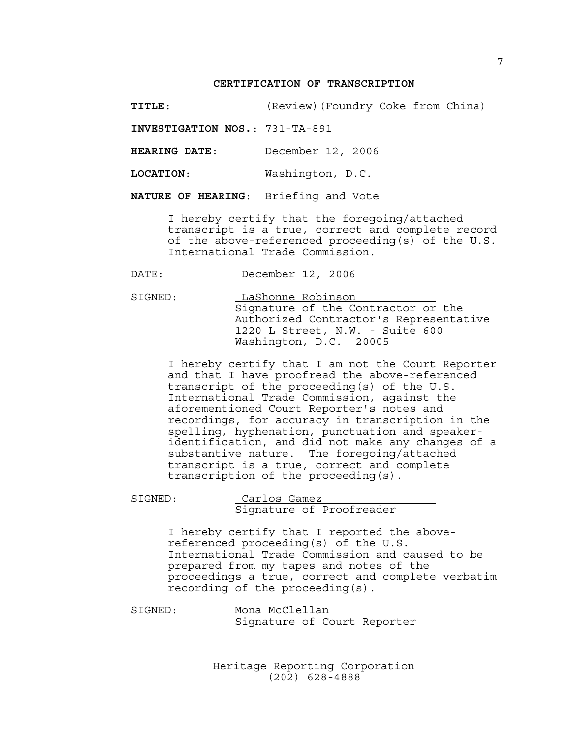## CERTIFICATION OF TRANSCRIPTION

**TITLE**: (Review)(Foundry Coke from China)

**INVESTIGATION NOS.**: 731-TA-891

**HEARING DATE**: December 12, 2006

**LOCATION**: Washington, D.C.

**NATURE OF HEARING**: Briefing and Vote

I hereby certify that the foregoing/attached transcript is a true, correct and complete record of the above-referenced proceeding(s) of the U.S. International Trade Commission.

DATE: December 12, 2006

SIGNED: LaShonne Robinson
Signature of the Contractor or the Authorized Contractor's Representative
1220 L Street, N.W. - Suite 600
Washington, D.C. 20005

I hereby certify that I am not the Court Reporter and that I have proofread the above-referenced transcript of the proceeding(s) of the U.S. International Trade Commission, against the aforementioned Court Reporter's notes and recordings, for accuracy in transcription in the spelling, hyphenation, punctuation and speaker-identification, and did not make any changes of a substantive nature. The foregoing/attached transcript is a true, correct and complete transcription of the proceeding(s).

SIGNED: Carlos Gamez
Signature of Proofreader

I hereby certify that I reported the above-referenced proceeding(s) of the U.S. International Trade Commission and caused to be prepared from my tapes and notes of the proceedings a true, correct and complete verbatim recording of the proceeding(s).

SIGNED: Mona McClellan
Signature of Court Reporter